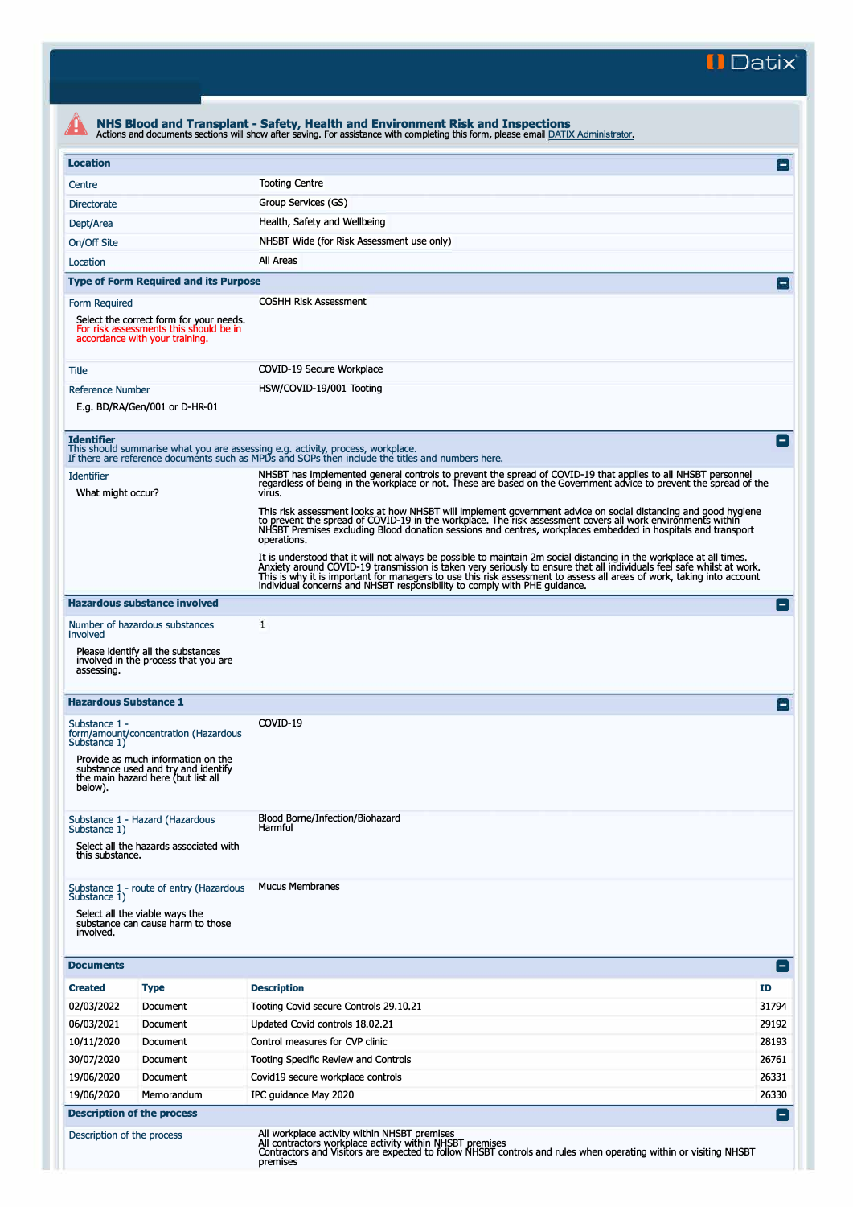Datix

# NHS Blood and Transplant - Safety, Health and Environment Risk and Inspections

Actions and documents sections will show after saving. For assistance with completing this form, please email DATIX Administrator.

## Location

| | |
|---|---|
| Centre | Tooting Centre |
| Directorate | Group Services (GS) |
| Dept/Area | Health, Safety and Wellbeing |
| On/Off Site | NHSBT Wide (for Risk Assessment use only) |
| Location | All Areas |

## Type of Form Required and its Purpose

**Form Required**

Select the correct form for your needs. For risk assessments this should be in accordance with your training.

COSHH Risk Assessment

**Title**

COVID-19 Secure Workplace

**Reference Number**

E.g. BD/RA/Gen/001 or D-HR-01

HSW/COVID-19/001 Tooting

## Identifier

This should summarise what you are assessing e.g. activity, process, workplace.
If there are reference documents such as MPDs and SOPs then include the titles and numbers here.

**Identifier**

What might occur?

NHSBT has implemented general controls to prevent the spread of COVID-19 that applies to all NHSBT personnel regardless of being in the workplace or not. These are based on the Government advice to prevent the spread of the virus.

This risk assessment looks at how NHSBT will implement government advice on social distancing and good hygiene to prevent the spread of COVID-19 in the workplace. The risk assessment covers all work environments within NHSBT Premises excluding Blood donation sessions and centres, workplaces embedded in hospitals and transport operations.

It is understood that it will not always be possible to maintain 2m social distancing in the workplace at all times. Anxiety around COVID-19 transmission is taken very seriously to ensure that all individuals feel safe whilst at work. This is why it is important for managers to use this risk assessment to assess all areas of work, taking into account individual concerns and NHSBT responsibility to comply with PHE guidance.

## Hazardous substance involved

**Number of hazardous substances involved**

Please identify all the substances involved in the process that you are assessing.

1

## Hazardous Substance 1

**Substance 1 - form/amount/concentration (Hazardous Substance 1)**

Provide as much information on the substance used and try and identify the main hazard here (but list all below).

COVID-19

**Substance 1 - Hazard (Hazardous Substance 1)**

Select all the hazards associated with this substance.

Blood Borne/Infection/Biohazard
Harmful

**Substance 1 - route of entry (Hazardous Substance 1)**

Select all the viable ways the substance can cause harm to those involved.

Mucus Membranes

## Documents

| Created | Type | Description | ID |
|---|---|---|---|
| 02/03/2022 | Document | Tooting Covid secure Controls 29.10.21 | 31794 |
| 06/03/2021 | Document | Updated Covid controls 18.02.21 | 29192 |
| 10/11/2020 | Document | Control measures for CVP clinic | 28193 |
| 30/07/2020 | Document | Tooting Specific Review and Controls | 26761 |
| 19/06/2020 | Document | Covid19 secure workplace controls | 26331 |
| 19/06/2020 | Memorandum | IPC guidance May 2020 | 26330 |

## Description of the process

**Description of the process**

All workplace activity within NHSBT premises
All contractors workplace activity within NHSBT premises
Contractors and Visitors are expected to follow NHSBT controls and rules when operating within or visiting NHSBT premises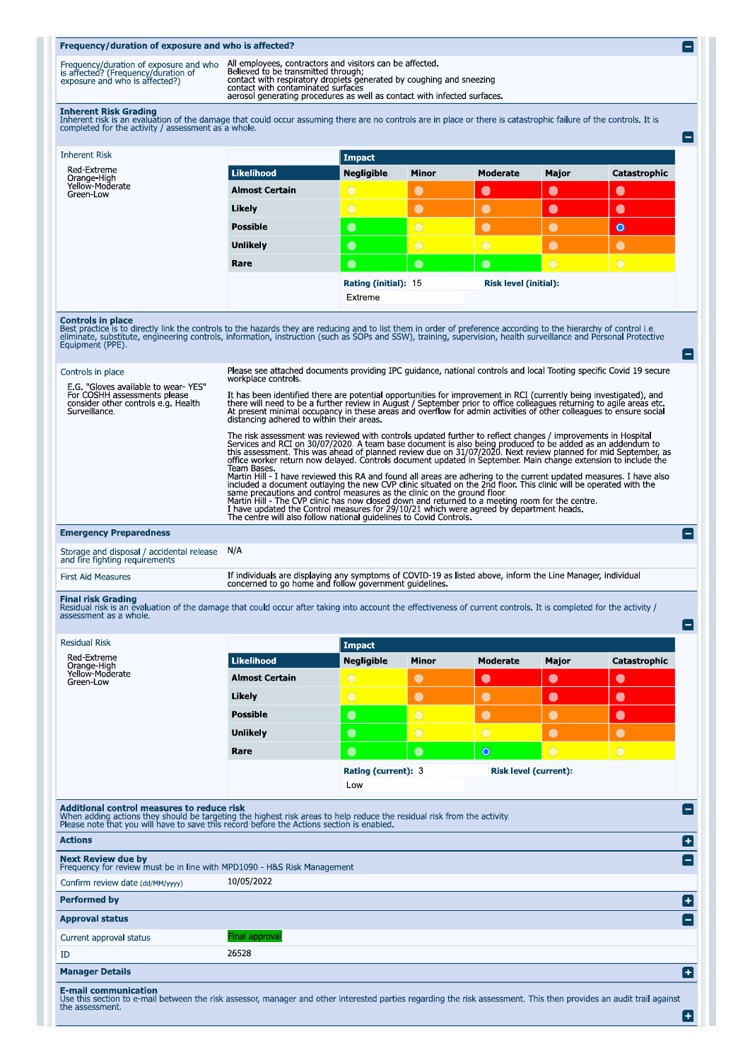## Frequency/duration of exposure and who is affected?

| Frequency/duration of exposure and who is affected? (Frequency/duration of exposure and who is affected?) | All employees, contractors and visitors can be affected. Believed to be transmitted through; contact with respiratory droplets generated by coughing and sneezing contact with contaminated surfaces aerosol generating procedures as well as contact with infected surfaces. |
|---|---|

## Inherent Risk Grading

Inherent risk is an evaluation of the damage that could occur assuming there are no controls are in place or there is catastrophic failure of the controls. It is completed for the activity / assessment as a whole.

Inherent Risk

Red-Extreme
Orange-High
Yellow-Moderate
Green-Low

| | Impact | | | | |
|---|---|---|---|---|---|
| **Likelihood** | **Negligible** | **Minor** | **Moderate** | **Major** | **Catastrophic** |
| **Almost Certain** | Yellow | Orange | Red | Red | Red |
| **Likely** | Yellow | Orange | Orange | Red | Red |
| **Possible** | Green | Yellow | Orange | Orange | Red (selected) |
| **Unlikely** | Green | Yellow | Yellow | Orange | Orange |
| **Rare** | Green | Green | Green | Yellow | Yellow |

**Rating (initial):** 15

**Risk level (initial):** Extreme

## Controls in place

Best practice is to directly link the controls to the hazards they are reducing and to list them in order of preference according to the hierarchy of control i.e. eliminate, substitute, engineering controls, information, instruction (such as SOPs and SSW), training, supervision, health surveillance and Personal Protective Equipment (PPE).

**Controls in place**

E.G. "Gloves available to wear- YES" For COSHH assessments please consider other controls e.g. Health Surveillance.

Please see attached documents providing IPC guidance, national controls and local Tooting specific Covid 19 secure workplace controls.

It has been identified there are potential opportunities for improvement in RCI (currently being investigated), and there will need to be a further review in August / September prior to office colleagues returning to agile areas etc. At present minimal occupancy in these areas and overflow for admin activities of other colleagues to ensure social distancing adhered to within their areas.

The risk assessment was reviewed with controls updated further to reflect changes / improvements in Hospital Services and RCI on 30/07/2020. A team base document is also being produced to be added as an addendum to this assessment. This was ahead of planned review due on 31/07/2020. Next review planned for mid September, as office worker return now delayed. Controls document updated in September. Main change extension to include the Team Bases.
Martin Hill - I have reviewed this RA and found all areas are adhering to the current updated measures. I have also included a document outlaying the new CVP clinic situated on the 2nd floor. This clinic will be operated with the same precautions and control measures as the clinic on the ground floor.
Martin Hill - The CVP clinic has now closed down and returned to a meeting room for the centre.
I have updated the Control measures for 29/10/21 which were agreed by department heads.
The centre will also follow national guidelines to Covid Controls.

## Emergency Preparedness

| Storage and disposal / accidental release and fire fighting requirements | N/A |
|---|---|
| First Aid Measures | If individuals are displaying any symptoms of COVID-19 as listed above, inform the Line Manager, individual concerned to go home and follow government guidelines. |

## Final risk Grading

Residual risk is an evaluation of the damage that could occur after taking into account the effectiveness of current controls. It is completed for the activity / assessment as a whole.

Residual Risk

Red-Extreme
Orange-High
Yellow-Moderate
Green-Low

| | Impact | | | | |
|---|---|---|---|---|---|
| **Likelihood** | **Negligible** | **Minor** | **Moderate** | **Major** | **Catastrophic** |
| **Almost Certain** | Yellow | Orange | Red | Red | Red |
| **Likely** | Yellow | Orange | Orange | Red | Red |
| **Possible** | Green | Yellow | Orange | Orange | Red |
| **Unlikely** | Green | Yellow | Yellow | Orange | Orange |
| **Rare** | Green | Green | Green (selected) | Yellow | Yellow |

**Rating (current):** 3

**Risk level (current):** Low

## Additional control measures to reduce risk

When adding actions they should be targeting the highest risk areas to help reduce the residual risk from the activity.
Please note that you will have to save this record before the Actions section is enabled.

## Actions

## Next Review due by

Frequency for review must be in line with MPD1090 - H&S Risk Management

| Confirm review date (dd/MM/yyyy) | 10/05/2022 |
|---|---|

## Performed by

## Approval status

| Current approval status | Final approval |
|---|---|
| ID | 26528 |

## Manager Details

## E-mail communication

Use this section to e-mail between the risk assessor, manager and other interested parties regarding the risk assessment. This then provides an audit trail against the assessment.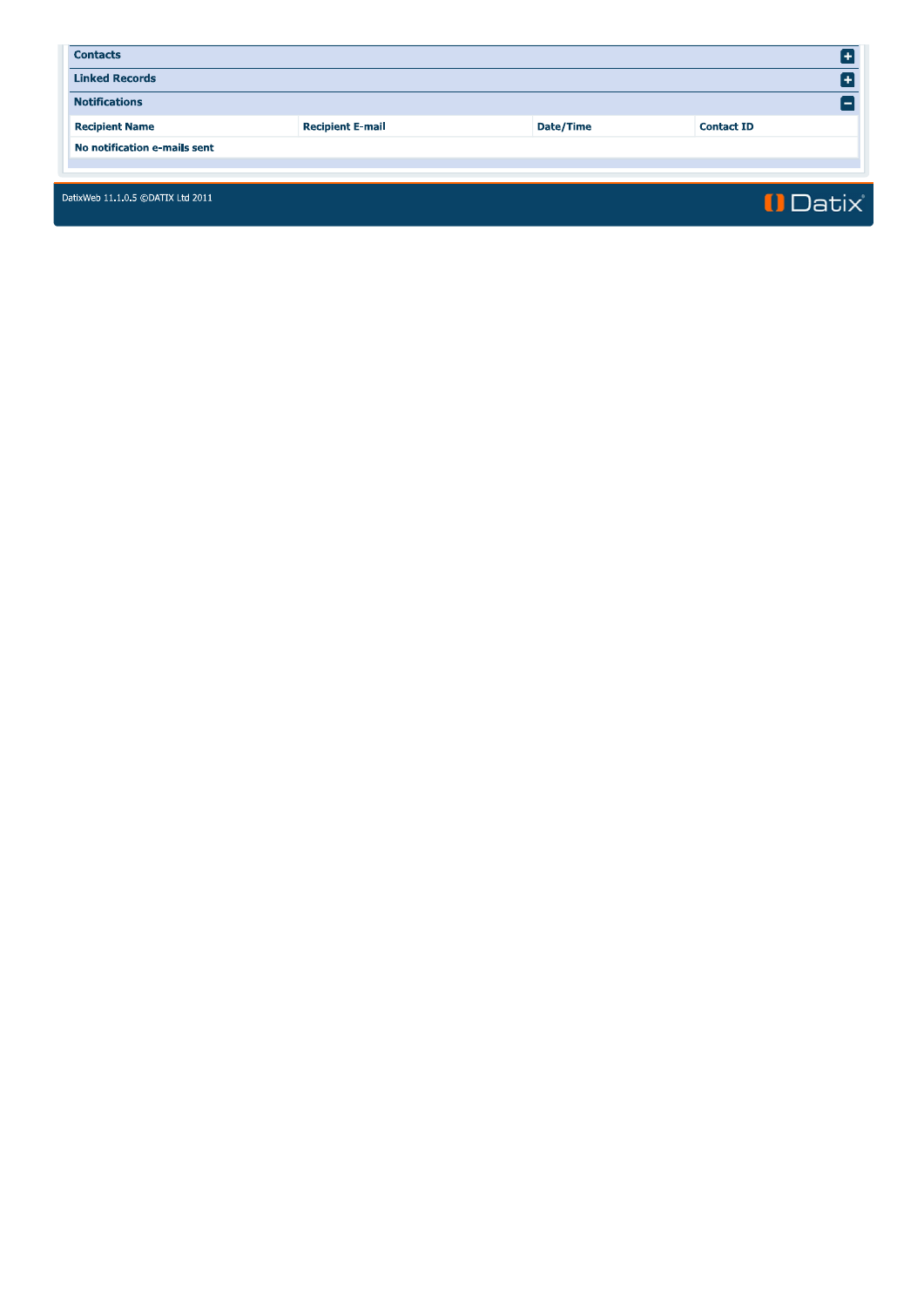**Contacts**

**Linked Records**

**Notifications**

| Recipient Name | Recipient E-mail | Date/Time | Contact ID |
| --- | --- | --- | --- |
| No notification e-mails sent | | | |

DatixWeb 11.1.0.5 ©DATIX Ltd 2011